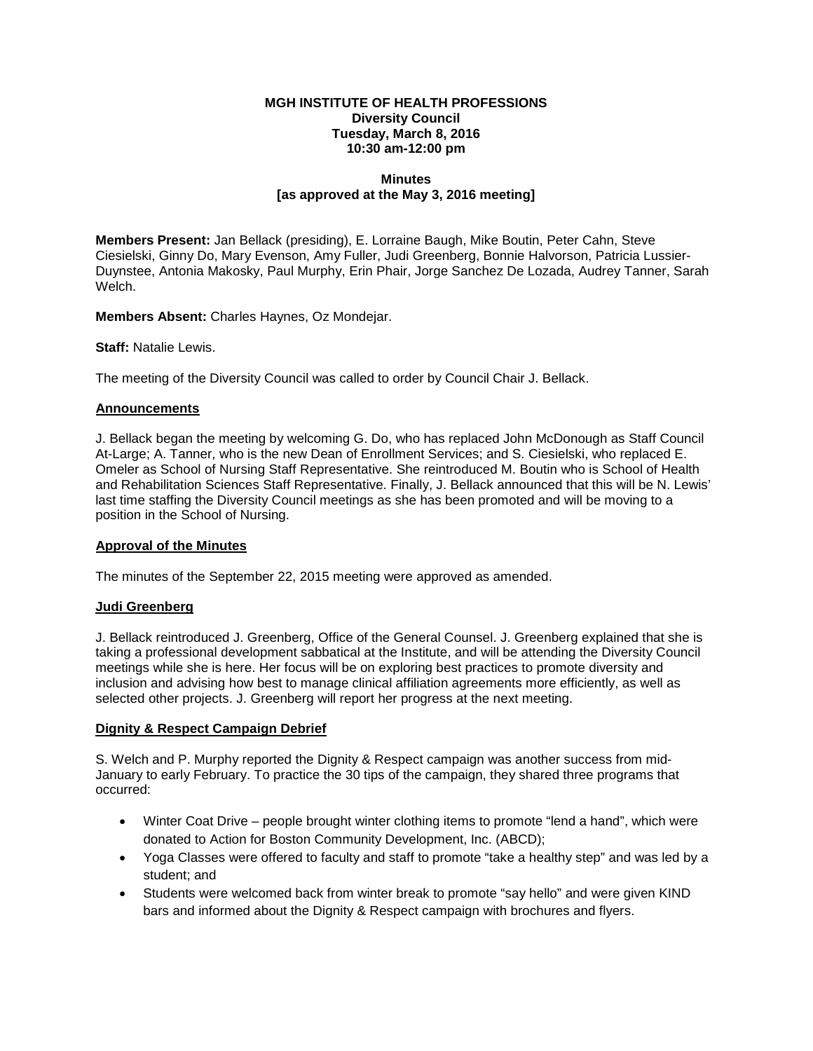**MGH INSTITUTE OF HEALTH PROFESSIONS**
**Diversity Council**
**Tuesday, March 8, 2016**
**10:30 am-12:00 pm**

**Minutes**
**[as approved at the May 3, 2016 meeting]**

**Members Present:** Jan Bellack (presiding), E. Lorraine Baugh, Mike Boutin, Peter Cahn, Steve Ciesielski, Ginny Do, Mary Evenson, Amy Fuller, Judi Greenberg, Bonnie Halvorson, Patricia Lussier-Duynstee, Antonia Makosky, Paul Murphy, Erin Phair, Jorge Sanchez De Lozada, Audrey Tanner, Sarah Welch.

**Members Absent:** Charles Haynes, Oz Mondejar.

**Staff:** Natalie Lewis.

The meeting of the Diversity Council was called to order by Council Chair J. Bellack.

## Announcements

J. Bellack began the meeting by welcoming G. Do, who has replaced John McDonough as Staff Council At-Large; A. Tanner, who is the new Dean of Enrollment Services; and S. Ciesielski, who replaced E. Omeler as School of Nursing Staff Representative. She reintroduced M. Boutin who is School of Health and Rehabilitation Sciences Staff Representative. Finally, J. Bellack announced that this will be N. Lewis' last time staffing the Diversity Council meetings as she has been promoted and will be moving to a position in the School of Nursing.

## Approval of the Minutes

The minutes of the September 22, 2015 meeting were approved as amended.

## Judi Greenberg

J. Bellack reintroduced J. Greenberg, Office of the General Counsel. J. Greenberg explained that she is taking a professional development sabbatical at the Institute, and will be attending the Diversity Council meetings while she is here. Her focus will be on exploring best practices to promote diversity and inclusion and advising how best to manage clinical affiliation agreements more efficiently, as well as selected other projects. J. Greenberg will report her progress at the next meeting.

## Dignity & Respect Campaign Debrief

S. Welch and P. Murphy reported the Dignity & Respect campaign was another success from mid-January to early February. To practice the 30 tips of the campaign, they shared three programs that occurred:

- Winter Coat Drive – people brought winter clothing items to promote "lend a hand", which were donated to Action for Boston Community Development, Inc. (ABCD);
- Yoga Classes were offered to faculty and staff to promote "take a healthy step" and was led by a student; and
- Students were welcomed back from winter break to promote "say hello" and were given KIND bars and informed about the Dignity & Respect campaign with brochures and flyers.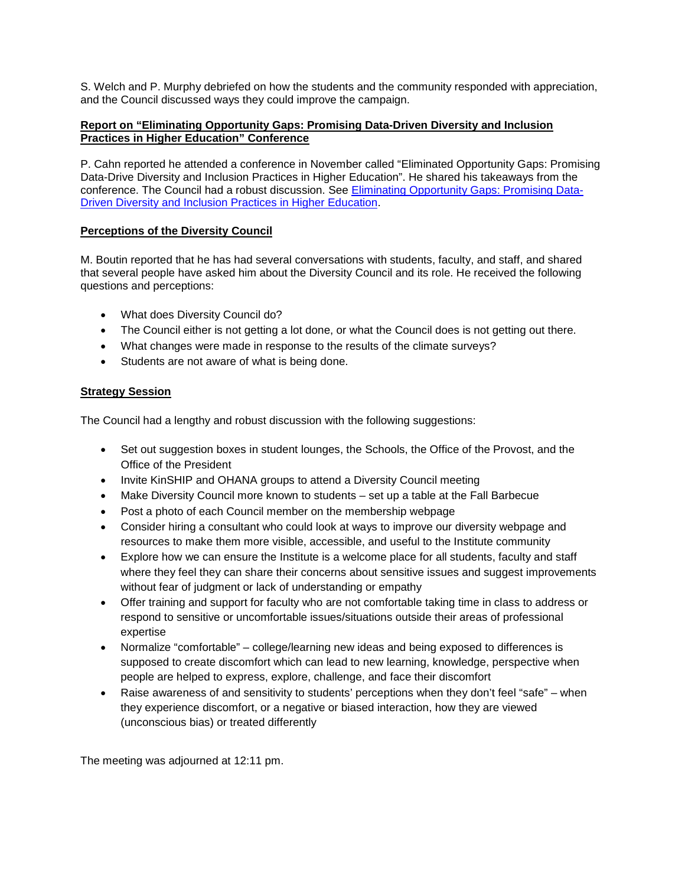S. Welch and P. Murphy debriefed on how the students and the community responded with appreciation, and the Council discussed ways they could improve the campaign.

**Report on "Eliminating Opportunity Gaps: Promising Data-Driven Diversity and Inclusion Practices in Higher Education" Conference**

P. Cahn reported he attended a conference in November called "Eliminated Opportunity Gaps: Promising Data-Drive Diversity and Inclusion Practices in Higher Education". He shared his takeaways from the conference. The Council had a robust discussion. See [Eliminating Opportunity Gaps: Promising Data-Driven Diversity and Inclusion Practices in Higher Education]().

**Perceptions of the Diversity Council**

M. Boutin reported that he has had several conversations with students, faculty, and staff, and shared that several people have asked him about the Diversity Council and its role. He received the following questions and perceptions:

- What does Diversity Council do?
- The Council either is not getting a lot done, or what the Council does is not getting out there.
- What changes were made in response to the results of the climate surveys?
- Students are not aware of what is being done.

**Strategy Session**

The Council had a lengthy and robust discussion with the following suggestions:

- Set out suggestion boxes in student lounges, the Schools, the Office of the Provost, and the Office of the President
- Invite KinSHIP and OHANA groups to attend a Diversity Council meeting
- Make Diversity Council more known to students – set up a table at the Fall Barbecue
- Post a photo of each Council member on the membership webpage
- Consider hiring a consultant who could look at ways to improve our diversity webpage and resources to make them more visible, accessible, and useful to the Institute community
- Explore how we can ensure the Institute is a welcome place for all students, faculty and staff where they feel they can share their concerns about sensitive issues and suggest improvements without fear of judgment or lack of understanding or empathy
- Offer training and support for faculty who are not comfortable taking time in class to address or respond to sensitive or uncomfortable issues/situations outside their areas of professional expertise
- Normalize "comfortable" – college/learning new ideas and being exposed to differences is supposed to create discomfort which can lead to new learning, knowledge, perspective when people are helped to express, explore, challenge, and face their discomfort
- Raise awareness of and sensitivity to students' perceptions when they don't feel "safe" – when they experience discomfort, or a negative or biased interaction, how they are viewed (unconscious bias) or treated differently

The meeting was adjourned at 12:11 pm.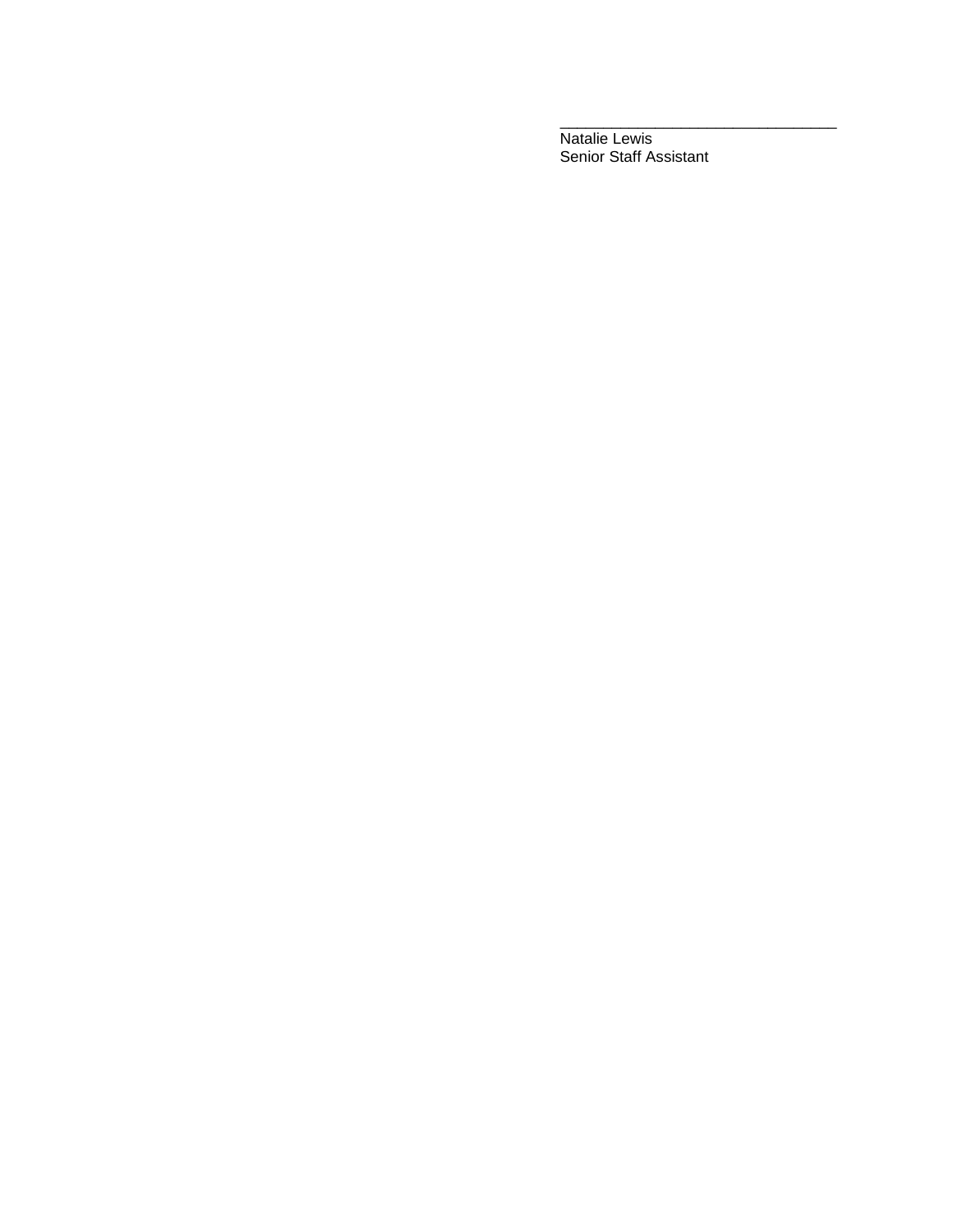\_\_\_\_\_\_\_\_\_\_\_\_\_\_\_\_\_\_\_\_\_\_\_\_\_\_\_\_\_\_\_\_

Natalie Lewis  
Senior Staff Assistant